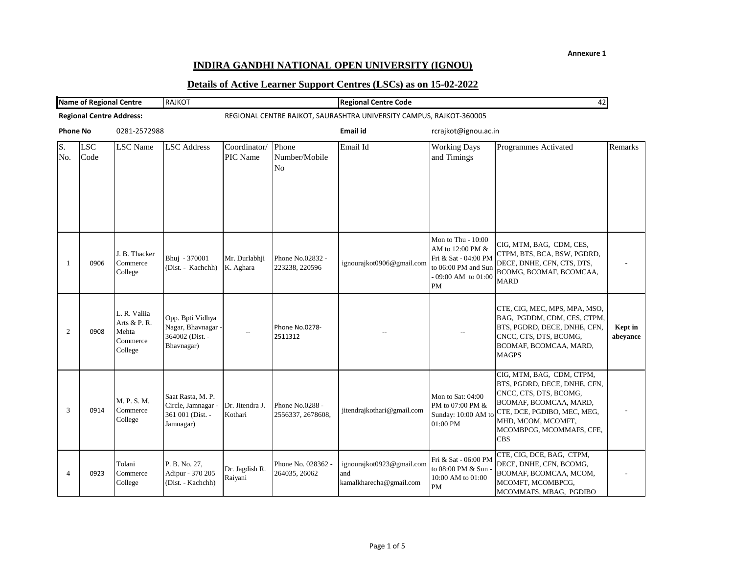Annexure 1

# INDIRA GANDHI NATIONAL OPEN UNIVERSITY (IGNOU)

## Details of Active Learner Support Centres (LSCs) as on 15-02-2022

| **Name of Regional Centre** | RAJKOT | **Regional Centre Code** | 42 |
|---|---|---|---|

**Regional Centre Address:** REGIONAL CENTRE RAJKOT, SAURASHTRA UNIVERSITY CAMPUS, RAJKOT-360005

**Phone No** 0281-2572988 **Email id** rcrajkot@ignou.ac.in

| S. No. | LSC Code | LSC Name | LSC Address | Coordinator/ PIC Name | Phone Number/Mobile No | Email Id | Working Days and Timings | Programmes Activated | Remarks |
|---|---|---|---|---|---|---|---|---|---|
| 1 | 0906 | J. B. Thacker Commerce College | Bhuj - 370001 (Dist. - Kachchh) | Mr. Durlabhji K. Aghara | Phone No.02832 - 223238, 220596 | ignourajkot0906@gmail.com | Mon to Thu - 10:00 AM to 12:00 PM & Fri & Sat - 04:00 PM to 06:00 PM and Sun - 09:00 AM to 01:00 PM | CIG, MTM, BAG, CDM, CES, CTPM, BTS, BCA, BSW, PGDRD, DECE, DNHE, CFN, CTS, DTS, BCOMG, BCOMAF, BCOMCAA, MARD | - |
| 2 | 0908 | L. R. Valiia Arts & P. R. Mehta Commerce College | Opp. Bpti Vidhya Nagar, Bhavnagar - 364002 (Dist. - Bhavnagar) | -- | Phone No.0278-2511312 | -- | -- | CTE, CIG, MEC, MPS, MPA, MSO, BAG, PGDDM, CDM, CES, CTPM, BTS, PGDRD, DECE, DNHE, CFN, CNCC, CTS, DTS, BCOMG, BCOMAF, BCOMCAA, MARD, MAGPS | **Kept in abeyance** |
| 3 | 0914 | M. P. S. M. Commerce College | Saat Rasta, M. P. Circle, Jamnagar - 361 001 (Dist. - Jamnagar) | Dr. Jitendra J. Kothari | Phone No.0288 - 2556337, 2678608, | jitendrajkothari@gmail.com | Mon to Sat: 04:00 PM to 07:00 PM & Sunday: 10:00 AM to 01:00 PM | CIG, MTM, BAG, CDM, CTPM, BTS, PGDRD, DECE, DNHE, CFN, CNCC, CTS, DTS, BCOMG, BCOMAF, BCOMCAA, MARD, CTE, DCE, PGDIBO, MEC, MEG, MHD, MCOM, MCOMFT, MCOMBPCG, MCOMMAFS, CFE, CBS | - |
| 4 | 0923 | Tolani Commerce College | P. B. No. 27, Adipur - 370 205 (Dist. - Kachchh) | Dr. Jagdish R. Raiyani | Phone No. 028362 - 264035, 26062 | ignourajkot0923@gmail.com and kamalkharecha@gmail.com | Fri & Sat - 06:00 PM to 08:00 PM & Sun - 10:00 AM to 01:00 PM | CTE, CIG, DCE, BAG, CTPM, DECE, DNHE, CFN, BCOMG, BCOMAF, BCOMCAA, MCOM, MCOMFT, MCOMBPCG, MCOMMAFS, MBAG, PGDIBO | - |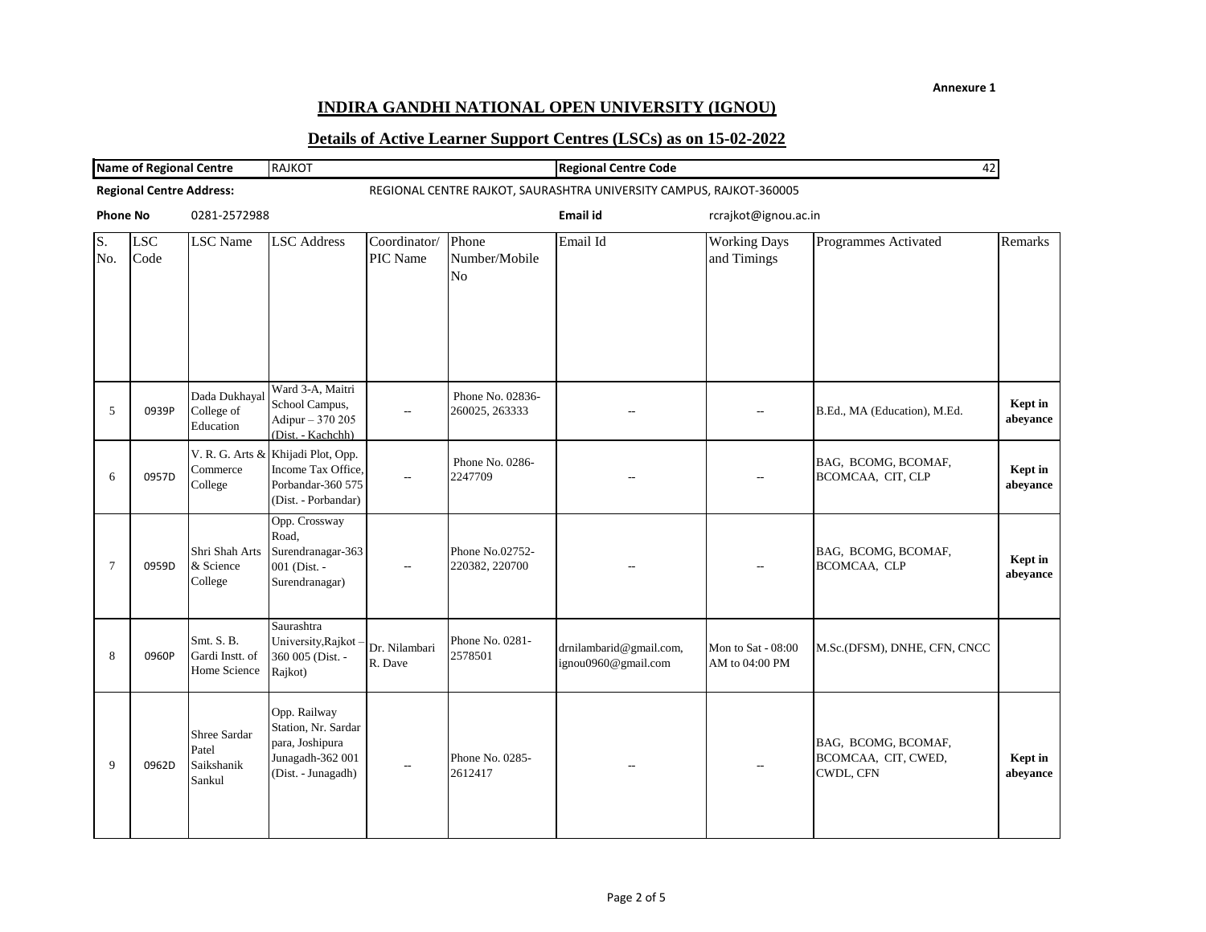Annexure 1

# INDIRA GANDHI NATIONAL OPEN UNIVERSITY (IGNOU)

## Details of Active Learner Support Centres (LSCs) as on 15-02-2022

| **Name of Regional Centre** | RAJKOT | **Regional Centre Code** | 42 |
|---|---|---|---|

**Regional Centre Address:** REGIONAL CENTRE RAJKOT, SAURASHTRA UNIVERSITY CAMPUS, RAJKOT-360005

**Phone No** 0281-2572988 **Email id** rcrajkot@ignou.ac.in

| S. No. | LSC Code | LSC Name | LSC Address | Coordinator/ PIC Name | Phone Number/Mobile No | Email Id | Working Days and Timings | Programmes Activated | Remarks |
|---|---|---|---|---|---|---|---|---|---|
| 5 | 0939P | Dada Dukhayal College of Education | Ward 3-A, Maitri School Campus, Adipur – 370 205 (Dist. - Kachchh) | -- | Phone No. 02836-260025, 263333 | -- | -- | B.Ed., MA (Education), M.Ed. | **Kept in abeyance** |
| 6 | 0957D | V. R. G. Arts & Commerce College | Khijadi Plot, Opp. Income Tax Office, Porbandar-360 575 (Dist. - Porbandar) | -- | Phone No. 0286-2247709 | -- | -- | BAG, BCOMG, BCOMAF, BCOMCAA, CIT, CLP | **Kept in abeyance** |
| 7 | 0959D | Shri Shah Arts & Science College | Opp. Crossway Road, Surendranagar-363 001 (Dist. - Surendranagar) | -- | Phone No.02752-220382, 220700 | -- | -- | BAG, BCOMG, BCOMAF, BCOMCAA, CLP | **Kept in abeyance** |
| 8 | 0960P | Smt. S. B. Gardi Instt. of Home Science | Saurashtra University,Rajkot – 360 005 (Dist. - Rajkot) | Dr. Nilambari R. Dave | Phone No. 0281-2578501 | drnilambarid@gmail.com, ignou0960@gmail.com | Mon to Sat - 08:00 AM to 04:00 PM | M.Sc.(DFSM), DNHE, CFN, CNCC | |
| 9 | 0962D | Shree Sardar Patel Saikshanik Sankul | Opp. Railway Station, Nr. Sardar para, Joshipura Junagadh-362 001 (Dist. - Junagadh) | -- | Phone No. 0285-2612417 | -- | -- | BAG, BCOMG, BCOMAF, BCOMCAA, CIT, CWED, CWDL, CFN | **Kept in abeyance** |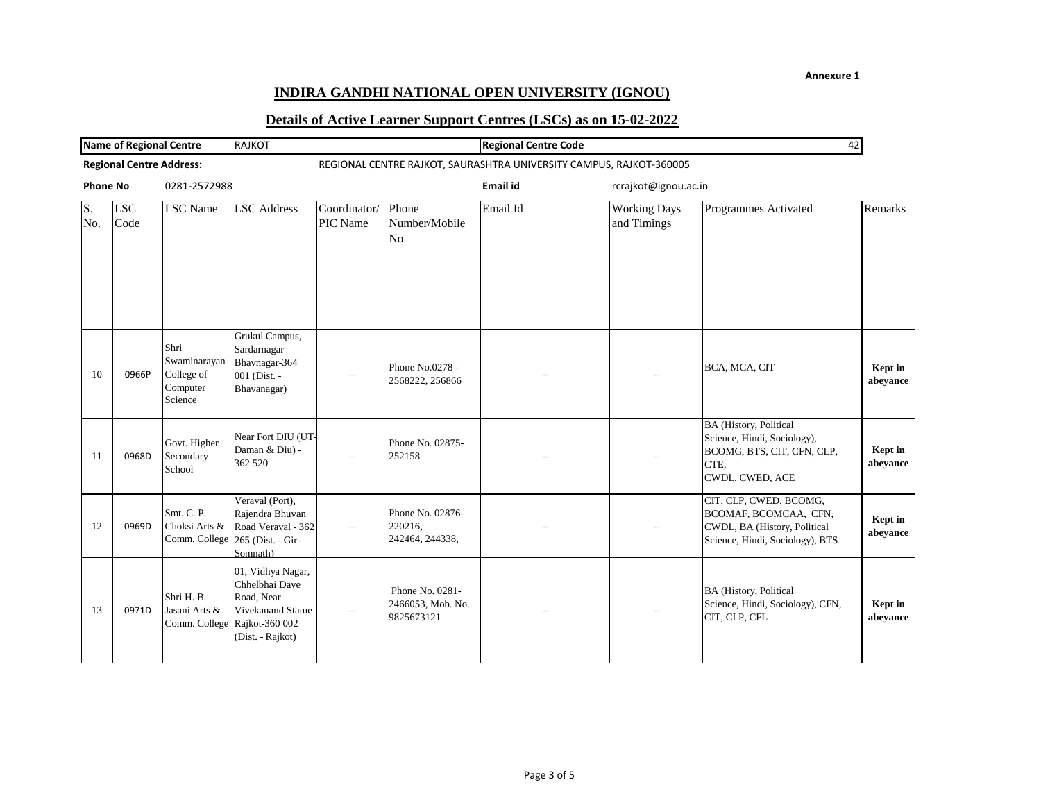**Annexure 1**

# INDIRA GANDHI NATIONAL OPEN UNIVERSITY (IGNOU)

## Details of Active Learner Support Centres (LSCs) as on 15-02-2022

| Name of Regional Centre | RAJKOT | Regional Centre Code | 42 |
|---|---|---|---|

**Regional Centre Address:** REGIONAL CENTRE RAJKOT, SAURASHTRA UNIVERSITY CAMPUS, RAJKOT-360005

**Phone No** 0281-2572988 **Email id** rcrajkot@ignou.ac.in

| S. No. | LSC Code | LSC Name | LSC Address | Coordinator/ PIC Name | Phone Number/Mobile No | Email Id | Working Days and Timings | Programmes Activated | Remarks |
|---|---|---|---|---|---|---|---|---|---|
| 10 | 0966P | Shri Swaminarayan College of Computer Science | Grukul Campus, Sardarnagar Bhavnagar-364 001 (Dist. - Bhavanagar) | -- | Phone No.0278 - 2568222, 256866 | -- | -- | BCA, MCA, CIT | **Kept in abeyance** |
| 11 | 0968D | Govt. Higher Secondary School | Near Fort DIU (UT-Daman & Diu) - 362 520 | -- | Phone No. 02875-252158 | -- | -- | BA (History, Political Science, Hindi, Sociology), BCOMG, BTS, CIT, CFN, CLP, CTE, CWDL, CWED, ACE | **Kept in abeyance** |
| 12 | 0969D | Smt. C. P. Choksi Arts & Comm. College | Veraval (Port), Rajendra Bhuvan Road Veraval - 362 265 (Dist. - Gir-Somnath) | -- | Phone No. 02876-220216, 242464, 244338, | -- | -- | CIT, CLP, CWED, BCOMG, BCOMAF, BCOMCAA, CFN, CWDL, BA (History, Political Science, Hindi, Sociology), BTS | **Kept in abeyance** |
| 13 | 0971D | Shri H. B. Jasani Arts & Comm. College | 01, Vidhya Nagar, Chhelbhai Dave Road, Near Vivekanand Statue Rajkot-360 002 (Dist. - Rajkot) | -- | Phone No. 0281-2466053, Mob. No. 9825673121 | -- | -- | BA (History, Political Science, Hindi, Sociology), CFN, CIT, CLP, CFL | **Kept in abeyance** |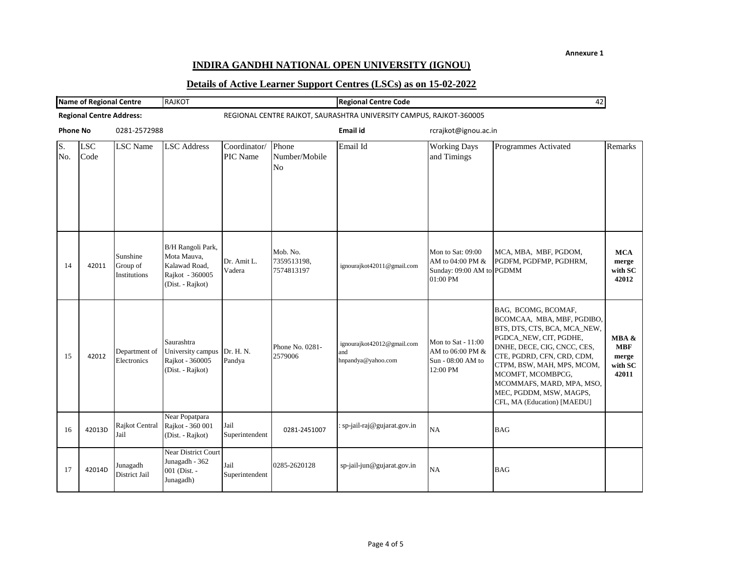**Annexure 1**

## INDIRA GANDHI NATIONAL OPEN UNIVERSITY (IGNOU)

### Details of Active Learner Support Centres (LSCs) as on 15-02-2022

| Name of Regional Centre | RAJKOT | Regional Centre Code | 42 |
|---|---|---|---|

**Regional Centre Address:** REGIONAL CENTRE RAJKOT, SAURASHTRA UNIVERSITY CAMPUS, RAJKOT-360005

**Phone No** 0281-2572988 **Email id** rcrajkot@ignou.ac.in

| S. No. | LSC Code | LSC Name | LSC Address | Coordinator/ PIC Name | Phone Number/Mobile No | Email Id | Working Days and Timings | Programmes Activated | Remarks |
|---|---|---|---|---|---|---|---|---|---|
| 14 | 42011 | Sunshine Group of Institutions | B/H Rangoli Park, Mota Mauva, Kalawad Road, Rajkot - 360005 (Dist. - Rajkot) | Dr. Amit L. Vadera | Mob. No. 7359513198, 7574813197 | ignourajkot42011@gmail.com | Mon to Sat: 09:00 AM to 04:00 PM & Sunday: 09:00 AM to 01:00 PM | MCA, MBA, MBF, PGDOM, PGDFM, PGDFMP, PGDHRM, PGDMM | **MCA merge with SC 42012** |
| 15 | 42012 | Department of Electronics | Saurashtra University campus Rajkot - 360005 (Dist. - Rajkot) | Dr. H. N. Pandya | Phone No. 0281-2579006 | ignourajkot42012@gmail.com and hnpandya@yahoo.com | Mon to Sat - 11:00 AM to 06:00 PM & Sun - 08:00 AM to 12:00 PM | BAG, BCOMG, BCOMAF, BCOMCAA, MBA, MBF, PGDIBO, BTS, DTS, CTS, BCA, MCA_NEW, PGDCA_NEW, CIT, PGDHE, DNHE, DECE, CIG, CNCC, CES, CTE, PGDRD, CFN, CRD, CDM, CTPM, BSW, MAH, MPS, MCOM, MCOMFT, MCOMBPCG, MCOMMAFS, MARD, MPA, MSO, MEC, PGDDM, MSW, MAGPS, CFL, MA (Education) [MAEDU] | **MBA & MBF merge with SC 42011** |
| 16 | 42013D | Rajkot Central Jail | Near Popatpara Rajkot - 360 001 (Dist. - Rajkot) | Jail Superintendent | 0281-2451007 | : sp-jail-raj@gujarat.gov.in | NA | BAG | |
| 17 | 42014D | Junagadh District Jail | Near District Court Junagadh - 362 001 (Dist. - Junagadh) | Jail Superintendent | 0285-2620128 | sp-jail-jun@gujarat.gov.in | NA | BAG | |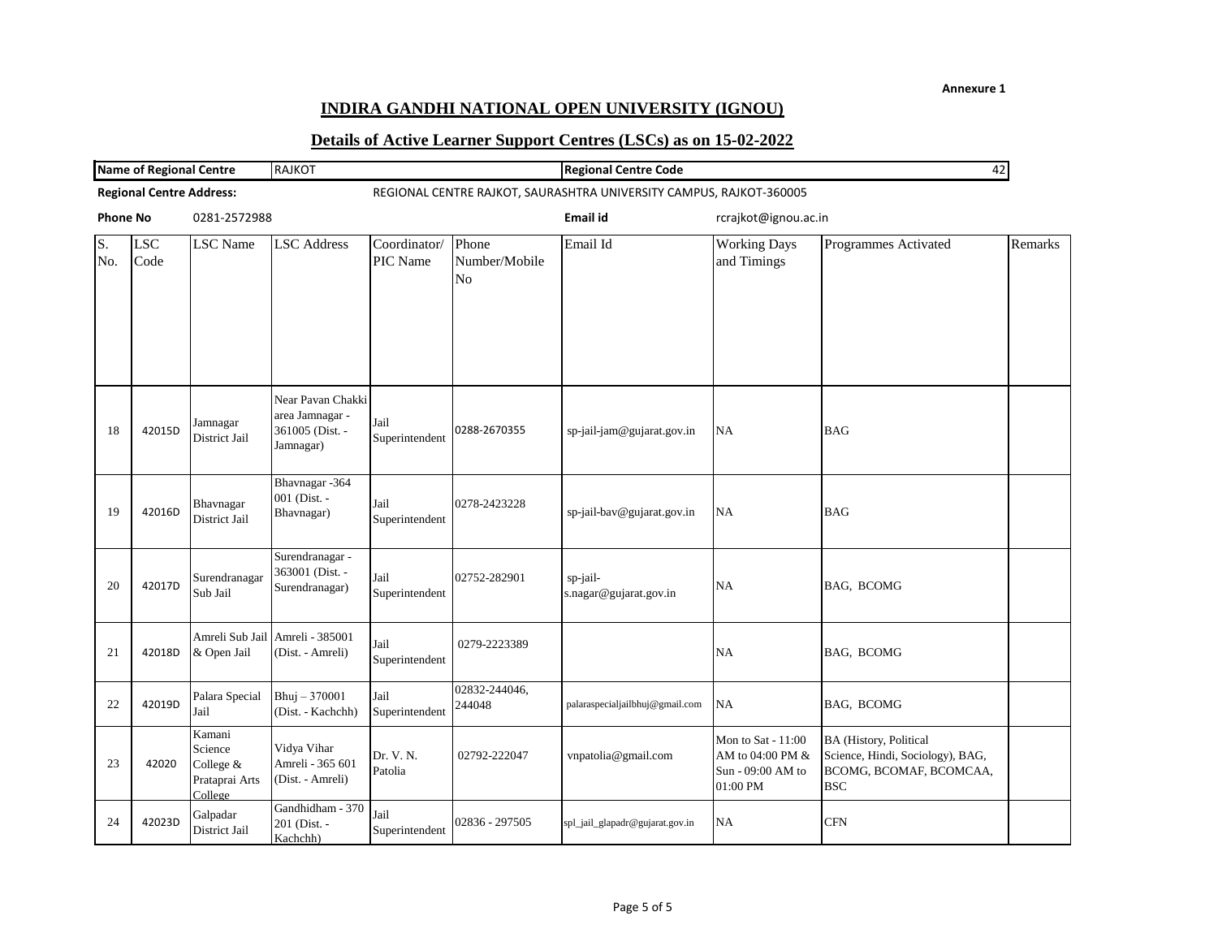**Annexure 1**

## INDIRA GANDHI NATIONAL OPEN UNIVERSITY (IGNOU)

## Details of Active Learner Support Centres (LSCs) as on 15-02-2022

| **Name of Regional Centre** | RAJKOT | **Regional Centre Code** | 42 |
|---|---|---|---|

**Regional Centre Address:** REGIONAL CENTRE RAJKOT, SAURASHTRA UNIVERSITY CAMPUS, RAJKOT-360005

**Phone No** 0281-2572988 **Email id** rcrajkot@ignou.ac.in

| S. No. | LSC Code | LSC Name | LSC Address | Coordinator/ PIC Name | Phone Number/Mobile No | Email Id | Working Days and Timings | Programmes Activated | Remarks |
|---|---|---|---|---|---|---|---|---|---|
| 18 | 42015D | Jamnagar District Jail | Near Pavan Chakki area Jamnagar - 361005 (Dist. - Jamnagar) | Jail Superintendent | 0288-2670355 | sp-jail-jam@gujarat.gov.in | NA | BAG | |
| 19 | 42016D | Bhavnagar District Jail | Bhavnagar -364 001 (Dist. - Bhavnagar) | Jail Superintendent | 0278-2423228 | sp-jail-bav@gujarat.gov.in | NA | BAG | |
| 20 | 42017D | Surendranagar Sub Jail | Surendranagar - 363001 (Dist. - Surendranagar) | Jail Superintendent | 02752-282901 | sp-jail-s.nagar@gujarat.gov.in | NA | BAG, BCOMG | |
| 21 | 42018D | Amreli Sub Jail & Open Jail | Amreli - 385001 (Dist. - Amreli) | Jail Superintendent | 0279-2223389 | | NA | BAG, BCOMG | |
| 22 | 42019D | Palara Special Jail | Bhuj – 370001 (Dist. - Kachchh) | Jail Superintendent | 02832-244046, 244048 | palaraspecialjailbhuj@gmail.com | NA | BAG, BCOMG | |
| 23 | 42020 | Kamani Science College & Prataprai Arts College | Vidya Vihar Amreli - 365 601 (Dist. - Amreli) | Dr. V. N. Patolia | 02792-222047 | vnpatolia@gmail.com | Mon to Sat - 11:00 AM to 04:00 PM & Sun - 09:00 AM to 01:00 PM | BA (History, Political Science, Hindi, Sociology), BAG, BCOMG, BCOMAF, BCOMCAA, BSC | |
| 24 | 42023D | Galpadar District Jail | Gandhidham - 370 201 (Dist. - Kachchh) | Jail Superintendent | 02836 - 297505 | spl_jail_glapadr@gujarat.gov.in | NA | CFN | |